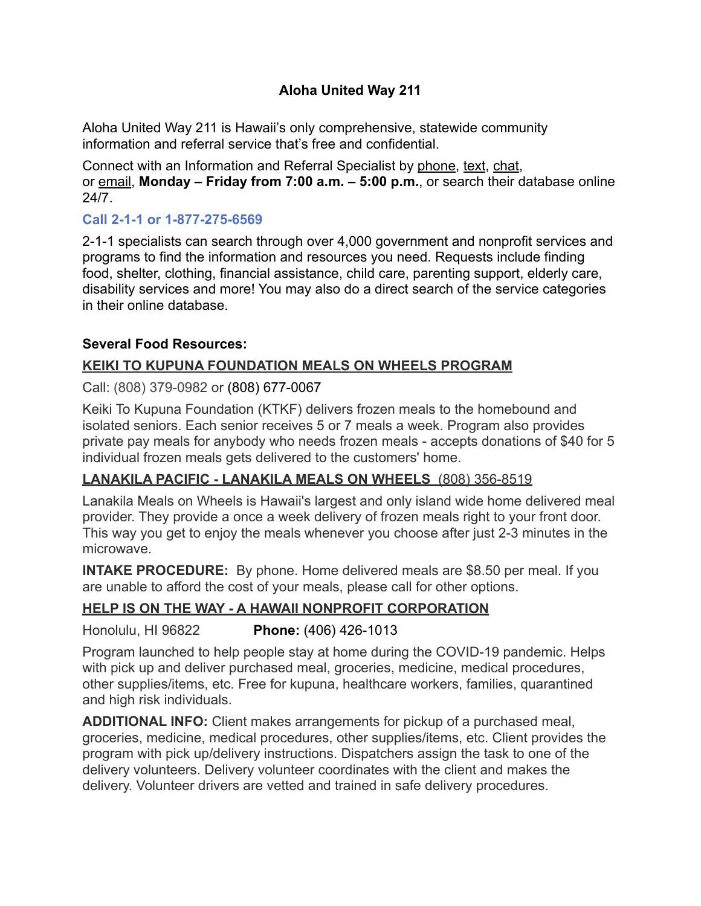# Aloha United Way 211

Aloha United Way 211 is Hawaii's only comprehensive, statewide community information and referral service that's free and confidential.

Connect with an Information and Referral Specialist by phone, text, chat, or email, **Monday – Friday from 7:00 a.m. – 5:00 p.m.**, or search their database online 24/7.

**Call 2-1-1 or 1-877-275-6569**

2-1-1 specialists can search through over 4,000 government and nonprofit services and programs to find the information and resources you need. Requests include finding food, shelter, clothing, financial assistance, child care, parenting support, elderly care, disability services and more! You may also do a direct search of the service categories in their online database.

**Several Food Resources:**

**KEIKI TO KUPUNA FOUNDATION MEALS ON WHEELS PROGRAM**

Call: (808) 379-0982 or (808) 677-0067

Keiki To Kupuna Foundation (KTKF) delivers frozen meals to the homebound and isolated seniors. Each senior receives 5 or 7 meals a week. Program also provides private pay meals for anybody who needs frozen meals - accepts donations of $40 for 5 individual frozen meals gets delivered to the customers' home.

**LANAKILA PACIFIC - LANAKILA MEALS ON WHEELS** (808) 356-8519

Lanakila Meals on Wheels is Hawaii's largest and only island wide home delivered meal provider. They provide a once a week delivery of frozen meals right to your front door. This way you get to enjoy the meals whenever you choose after just 2-3 minutes in the microwave.

**INTAKE PROCEDURE:** By phone. Home delivered meals are $8.50 per meal. If you are unable to afford the cost of your meals, please call for other options.

**HELP IS ON THE WAY - A HAWAII NONPROFIT CORPORATION**

Honolulu, HI 96822 **Phone:** (406) 426-1013

Program launched to help people stay at home during the COVID-19 pandemic. Helps with pick up and deliver purchased meal, groceries, medicine, medical procedures, other supplies/items, etc. Free for kupuna, healthcare workers, families, quarantined and high risk individuals.

**ADDITIONAL INFO:** Client makes arrangements for pickup of a purchased meal, groceries, medicine, medical procedures, other supplies/items, etc. Client provides the program with pick up/delivery instructions. Dispatchers assign the task to one of the delivery volunteers. Delivery volunteer coordinates with the client and makes the delivery. Volunteer drivers are vetted and trained in safe delivery procedures.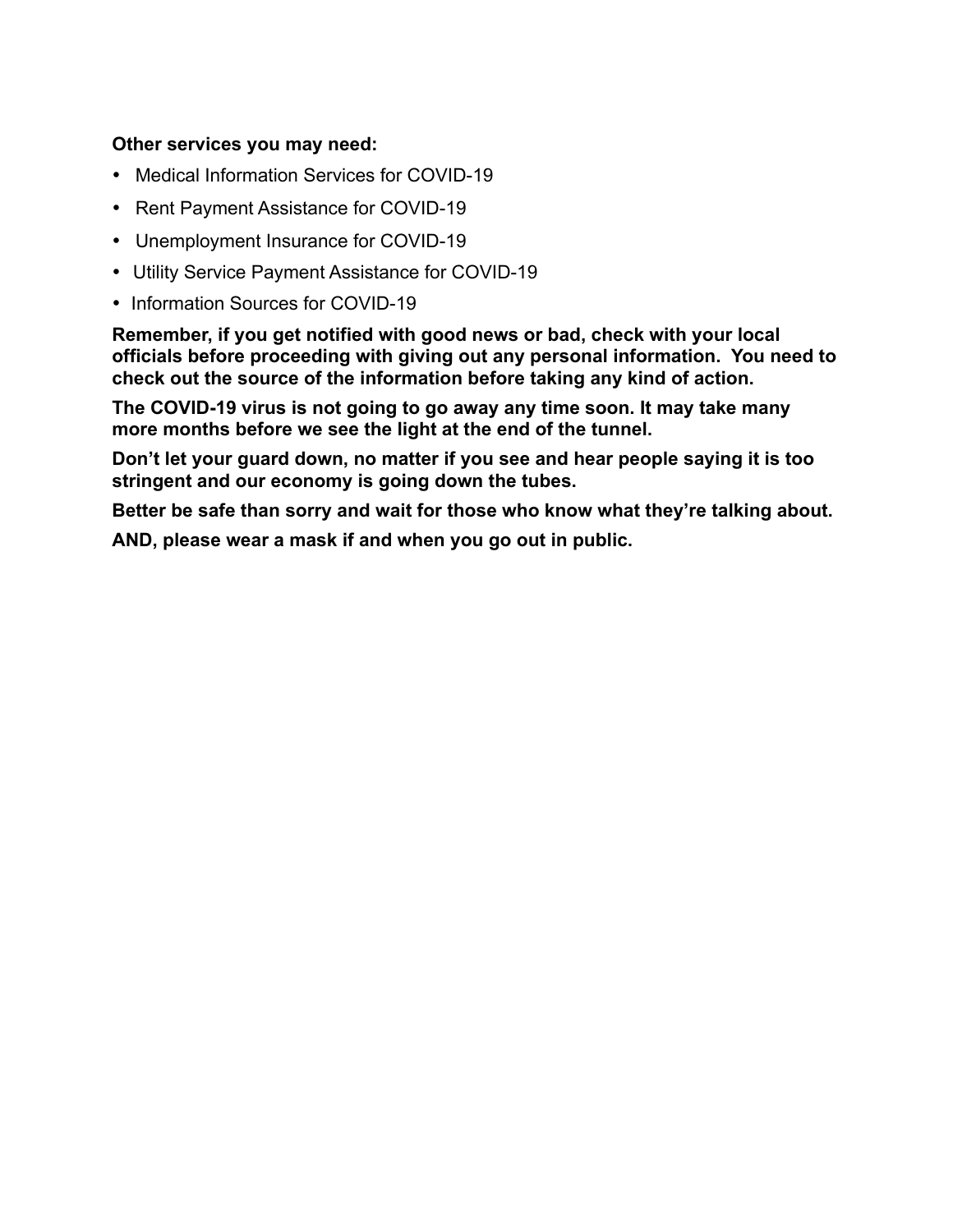**Other services you may need:**

- Medical Information Services for COVID-19
- Rent Payment Assistance for COVID-19
- Unemployment Insurance for COVID-19
- Utility Service Payment Assistance for COVID-19
- Information Sources for COVID-19

**Remember, if you get notified with good news or bad, check with your local officials before proceeding with giving out any personal information. You need to check out the source of the information before taking any kind of action.**

**The COVID-19 virus is not going to go away any time soon. It may take many more months before we see the light at the end of the tunnel.**

**Don't let your guard down, no matter if you see and hear people saying it is too stringent and our economy is going down the tubes.**

**Better be safe than sorry and wait for those who know what they're talking about.**

**AND, please wear a mask if and when you go out in public.**